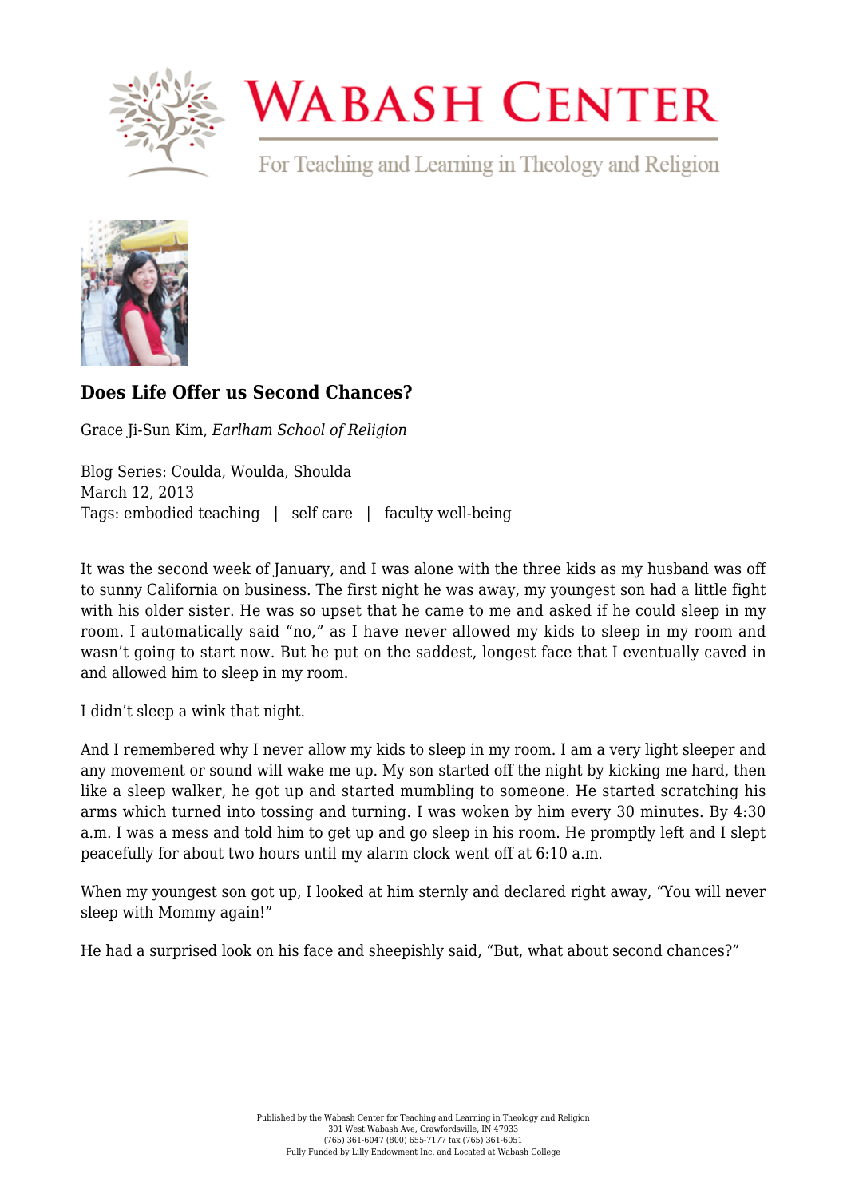# Does Life Offer us Second Chances?

Grace Ji-Sun Kim, *Earlham School of Religion*

Blog Series: Coulda, Woulda, Shoulda
March 12, 2013
Tags: embodied teaching | self care | faculty well-being

It was the second week of January, and I was alone with the three kids as my husband was off to sunny California on business. The first night he was away, my youngest son had a little fight with his older sister. He was so upset that he came to me and asked if he could sleep in my room. I automatically said "no," as I have never allowed my kids to sleep in my room and wasn't going to start now. But he put on the saddest, longest face that I eventually caved in and allowed him to sleep in my room.

I didn't sleep a wink that night.

And I remembered why I never allow my kids to sleep in my room. I am a very light sleeper and any movement or sound will wake me up. My son started off the night by kicking me hard, then like a sleep walker, he got up and started mumbling to someone. He started scratching his arms which turned into tossing and turning. I was woken by him every 30 minutes. By 4:30 a.m. I was a mess and told him to get up and go sleep in his room. He promptly left and I slept peacefully for about two hours until my alarm clock went off at 6:10 a.m.

When my youngest son got up, I looked at him sternly and declared right away, "You will never sleep with Mommy again!"

He had a surprised look on his face and sheepishly said, "But, what about second chances?"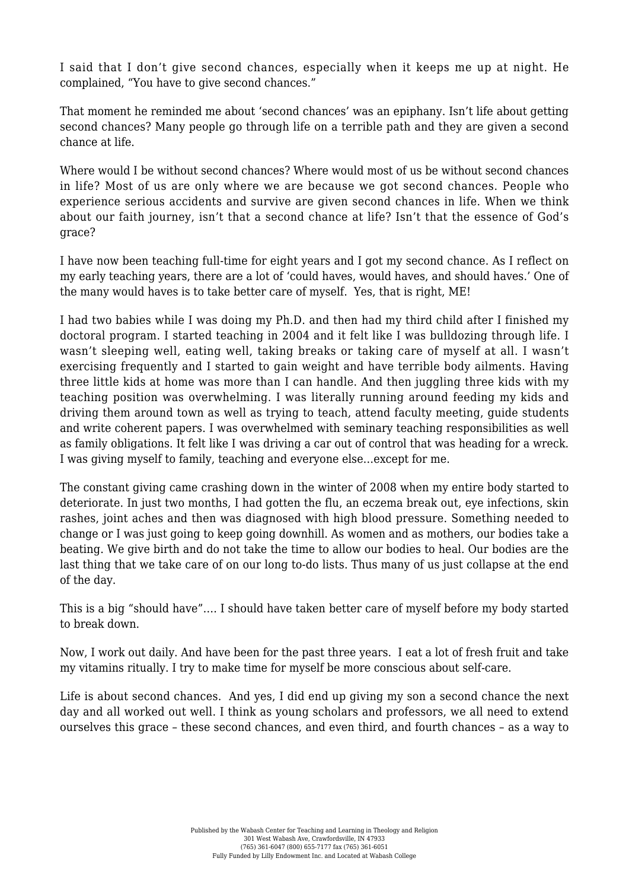I said that I don't give second chances, especially when it keeps me up at night. He complained, "You have to give second chances."

That moment he reminded me about 'second chances' was an epiphany. Isn't life about getting second chances? Many people go through life on a terrible path and they are given a second chance at life.

Where would I be without second chances? Where would most of us be without second chances in life? Most of us are only where we are because we got second chances. People who experience serious accidents and survive are given second chances in life. When we think about our faith journey, isn't that a second chance at life? Isn't that the essence of God's grace?

I have now been teaching full-time for eight years and I got my second chance. As I reflect on my early teaching years, there are a lot of 'could haves, would haves, and should haves.' One of the many would haves is to take better care of myself.  Yes, that is right, ME!

I had two babies while I was doing my Ph.D. and then had my third child after I finished my doctoral program. I started teaching in 2004 and it felt like I was bulldozing through life. I wasn't sleeping well, eating well, taking breaks or taking care of myself at all. I wasn't exercising frequently and I started to gain weight and have terrible body ailments. Having three little kids at home was more than I can handle. And then juggling three kids with my teaching position was overwhelming. I was literally running around feeding my kids and driving them around town as well as trying to teach, attend faculty meeting, guide students and write coherent papers. I was overwhelmed with seminary teaching responsibilities as well as family obligations. It felt like I was driving a car out of control that was heading for a wreck. I was giving myself to family, teaching and everyone else…except for me.

The constant giving came crashing down in the winter of 2008 when my entire body started to deteriorate. In just two months, I had gotten the flu, an eczema break out, eye infections, skin rashes, joint aches and then was diagnosed with high blood pressure. Something needed to change or I was just going to keep going downhill. As women and as mothers, our bodies take a beating. We give birth and do not take the time to allow our bodies to heal. Our bodies are the last thing that we take care of on our long to-do lists. Thus many of us just collapse at the end of the day.

This is a big "should have"…. I should have taken better care of myself before my body started to break down.

Now, I work out daily. And have been for the past three years.  I eat a lot of fresh fruit and take my vitamins ritually. I try to make time for myself be more conscious about self-care.

Life is about second chances.  And yes, I did end up giving my son a second chance the next day and all worked out well. I think as young scholars and professors, we all need to extend ourselves this grace – these second chances, and even third, and fourth chances – as a way to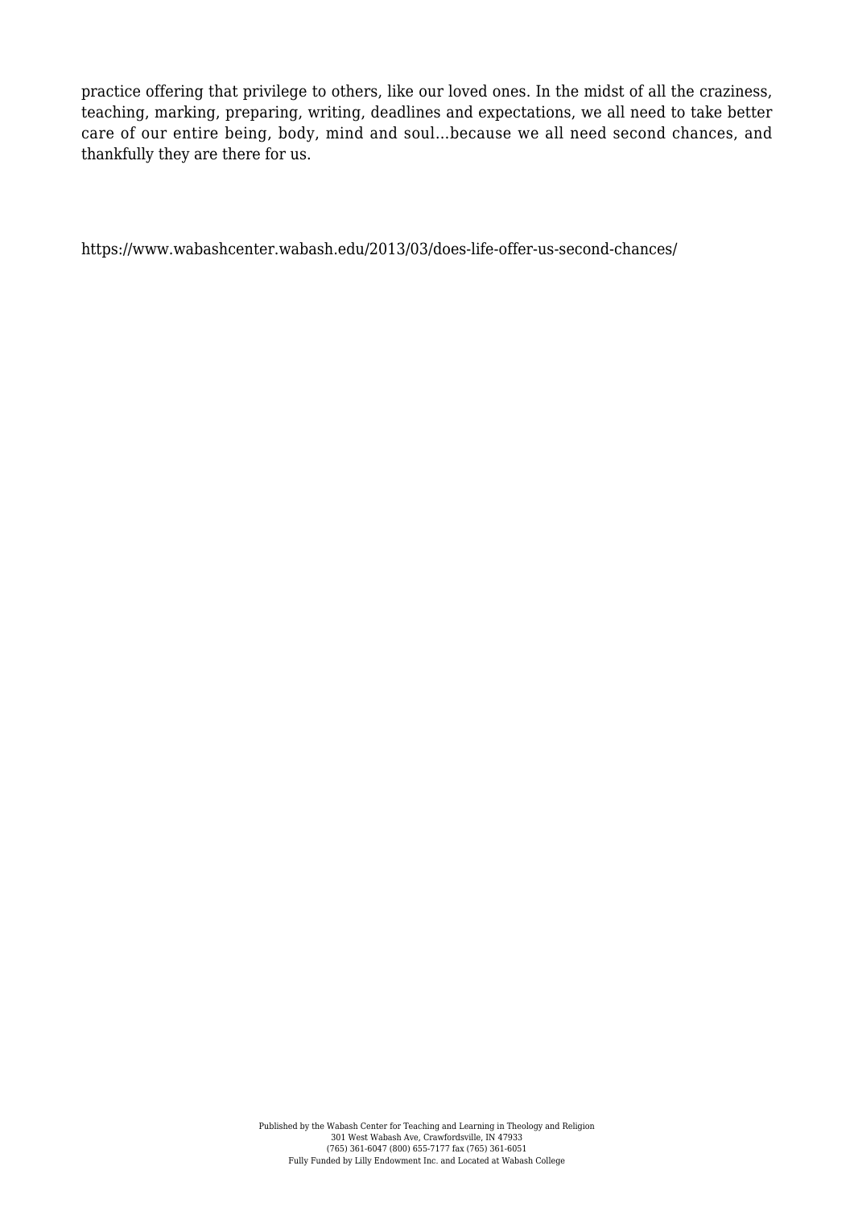practice offering that privilege to others, like our loved ones. In the midst of all the craziness, teaching, marking, preparing, writing, deadlines and expectations, we all need to take better care of our entire being, body, mind and soul…because we all need second chances, and thankfully they are there for us.

https://www.wabashcenter.wabash.edu/2013/03/does-life-offer-us-second-chances/